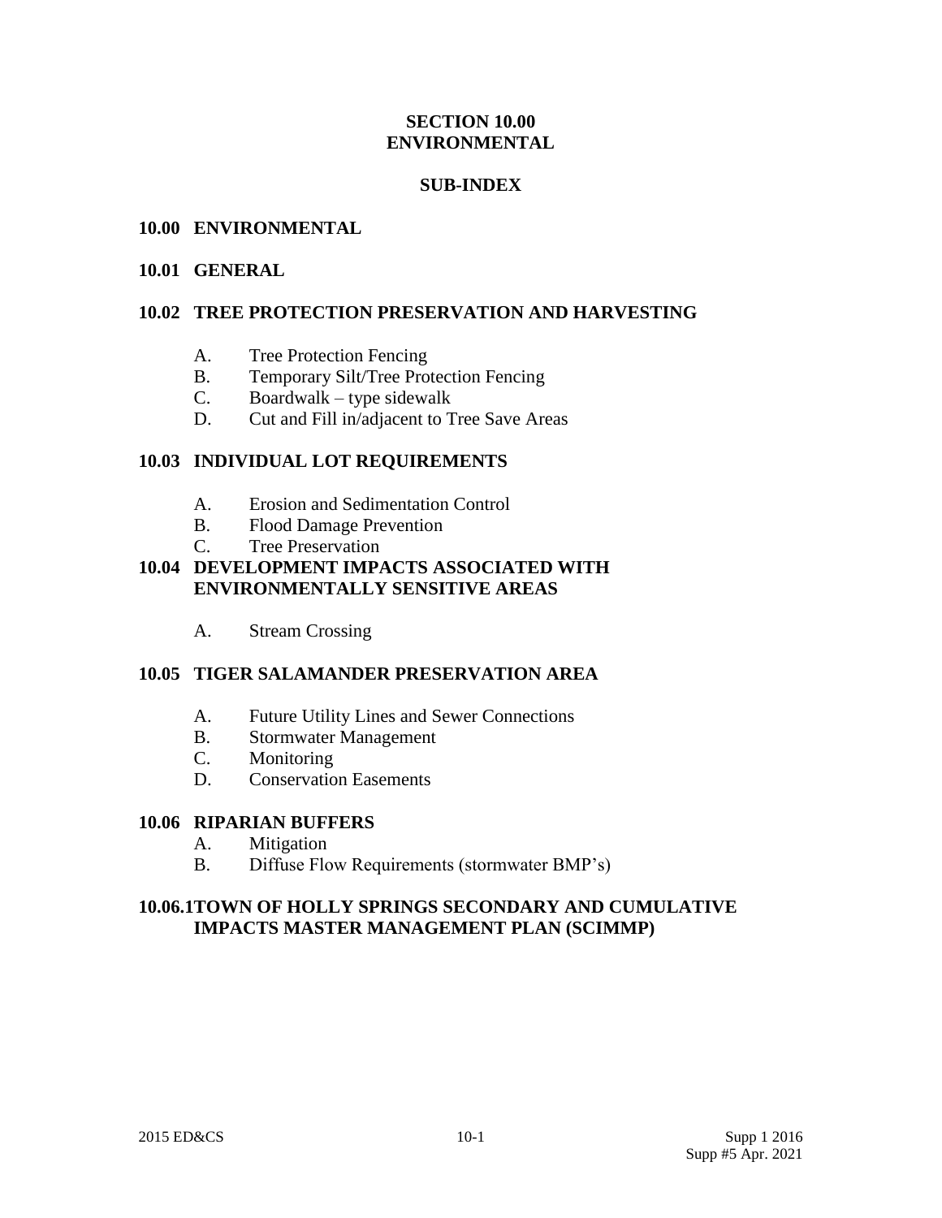# SECTION 10.00
# ENVIRONMENTAL

## SUB-INDEX

**10.00 ENVIRONMENTAL**

**10.01 GENERAL**

**10.02 TREE PROTECTION PRESERVATION AND HARVESTING**

A. Tree Protection Fencing
B. Temporary Silt/Tree Protection Fencing
C. Boardwalk – type sidewalk
D. Cut and Fill in/adjacent to Tree Save Areas

**10.03 INDIVIDUAL LOT REQUIREMENTS**

A. Erosion and Sedimentation Control
B. Flood Damage Prevention
C. Tree Preservation

**10.04 DEVELOPMENT IMPACTS ASSOCIATED WITH ENVIRONMENTALLY SENSITIVE AREAS**

A. Stream Crossing

**10.05 TIGER SALAMANDER PRESERVATION AREA**

A. Future Utility Lines and Sewer Connections
B. Stormwater Management
C. Monitoring
D. Conservation Easements

**10.06 RIPARIAN BUFFERS**

A. Mitigation
B. Diffuse Flow Requirements (stormwater BMP's)

**10.06.1 TOWN OF HOLLY SPRINGS SECONDARY AND CUMULATIVE IMPACTS MASTER MANAGEMENT PLAN (SCIMMP)**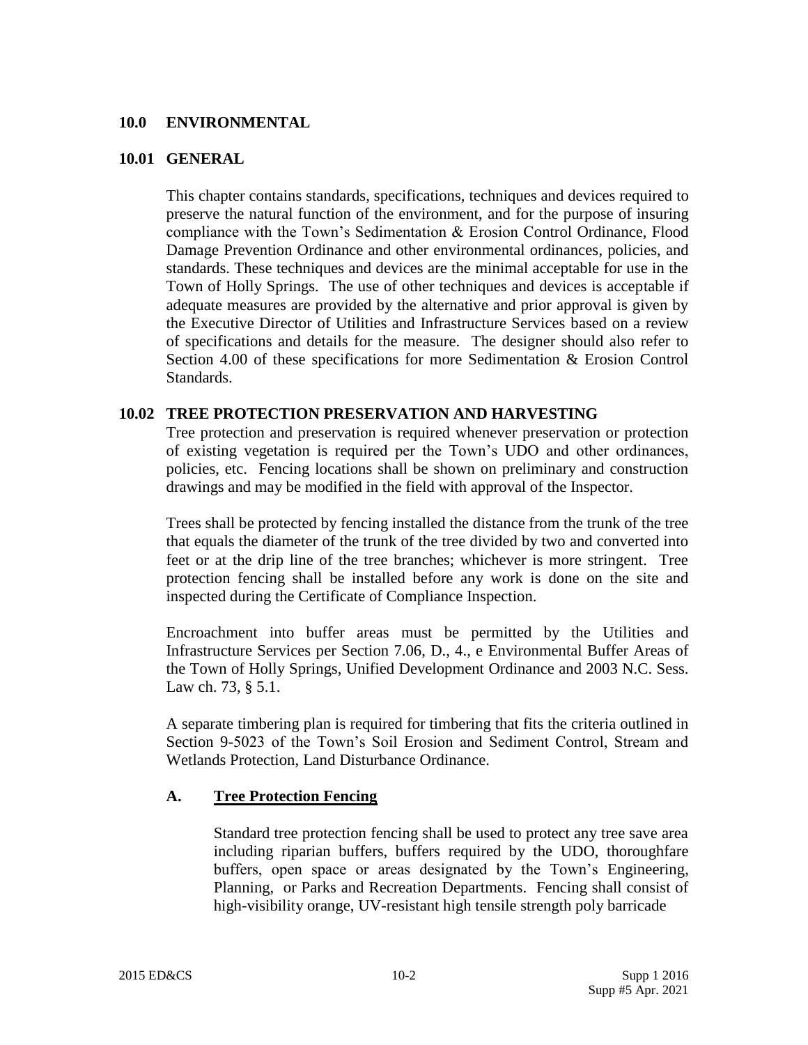## 10.0 ENVIRONMENTAL

### 10.01 GENERAL

This chapter contains standards, specifications, techniques and devices required to preserve the natural function of the environment, and for the purpose of insuring compliance with the Town's Sedimentation & Erosion Control Ordinance, Flood Damage Prevention Ordinance and other environmental ordinances, policies, and standards. These techniques and devices are the minimal acceptable for use in the Town of Holly Springs. The use of other techniques and devices is acceptable if adequate measures are provided by the alternative and prior approval is given by the Executive Director of Utilities and Infrastructure Services based on a review of specifications and details for the measure. The designer should also refer to Section 4.00 of these specifications for more Sedimentation & Erosion Control Standards.

### 10.02 TREE PROTECTION PRESERVATION AND HARVESTING

Tree protection and preservation is required whenever preservation or protection of existing vegetation is required per the Town's UDO and other ordinances, policies, etc. Fencing locations shall be shown on preliminary and construction drawings and may be modified in the field with approval of the Inspector.

Trees shall be protected by fencing installed the distance from the trunk of the tree that equals the diameter of the trunk of the tree divided by two and converted into feet or at the drip line of the tree branches; whichever is more stringent. Tree protection fencing shall be installed before any work is done on the site and inspected during the Certificate of Compliance Inspection.

Encroachment into buffer areas must be permitted by the Utilities and Infrastructure Services per Section 7.06, D., 4., e Environmental Buffer Areas of the Town of Holly Springs, Unified Development Ordinance and 2003 N.C. Sess. Law ch. 73, § 5.1.

A separate timbering plan is required for timbering that fits the criteria outlined in Section 9-5023 of the Town's Soil Erosion and Sediment Control, Stream and Wetlands Protection, Land Disturbance Ordinance.

#### A. Tree Protection Fencing

Standard tree protection fencing shall be used to protect any tree save area including riparian buffers, buffers required by the UDO, thoroughfare buffers, open space or areas designated by the Town's Engineering, Planning, or Parks and Recreation Departments. Fencing shall consist of high-visibility orange, UV-resistant high tensile strength poly barricade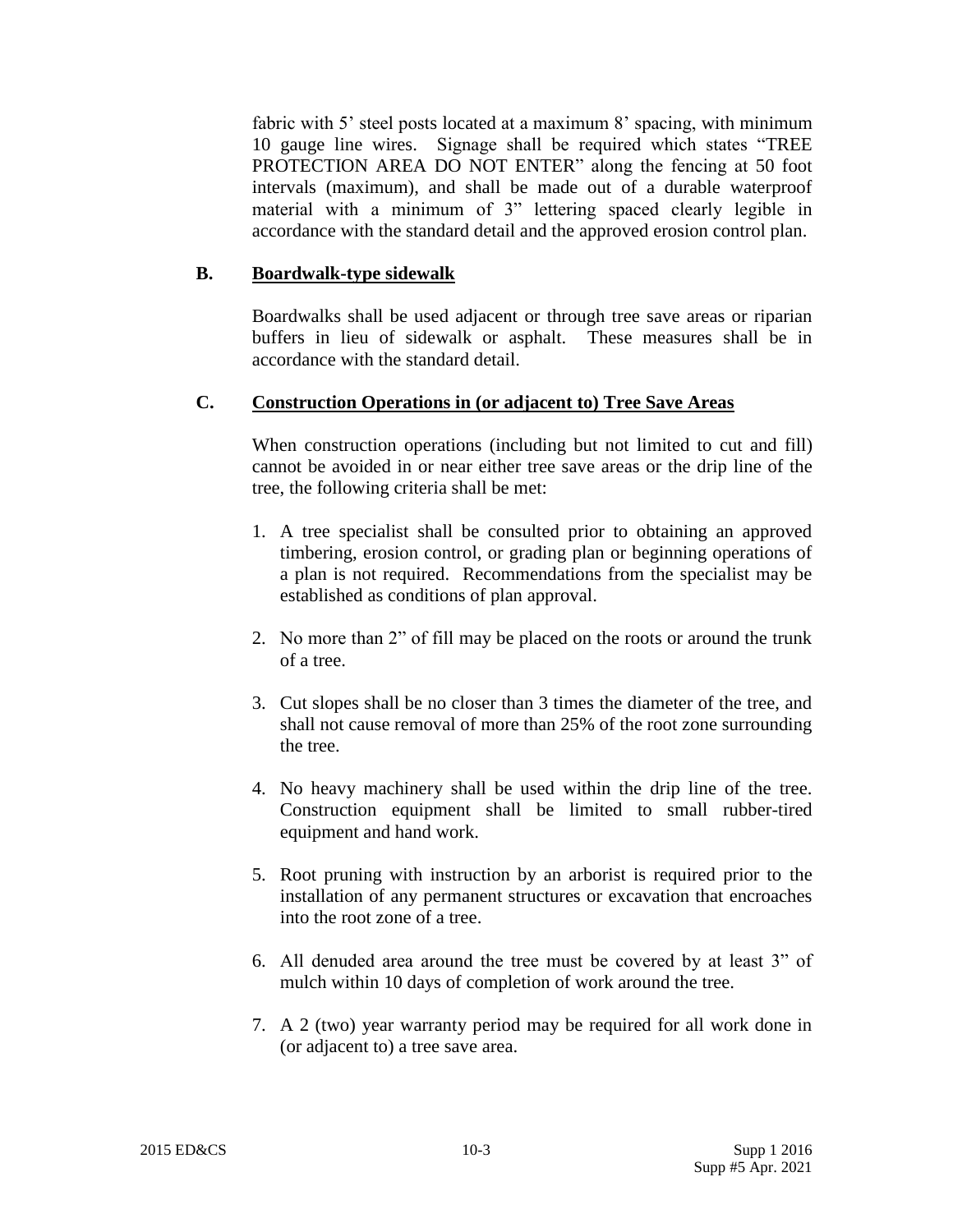fabric with 5' steel posts located at a maximum 8' spacing, with minimum 10 gauge line wires. Signage shall be required which states "TREE PROTECTION AREA DO NOT ENTER" along the fencing at 50 foot intervals (maximum), and shall be made out of a durable waterproof material with a minimum of 3" lettering spaced clearly legible in accordance with the standard detail and the approved erosion control plan.

### B. Boardwalk-type sidewalk

Boardwalks shall be used adjacent or through tree save areas or riparian buffers in lieu of sidewalk or asphalt. These measures shall be in accordance with the standard detail.

### C. Construction Operations in (or adjacent to) Tree Save Areas

When construction operations (including but not limited to cut and fill) cannot be avoided in or near either tree save areas or the drip line of the tree, the following criteria shall be met:

1. A tree specialist shall be consulted prior to obtaining an approved timbering, erosion control, or grading plan or beginning operations of a plan is not required. Recommendations from the specialist may be established as conditions of plan approval.

2. No more than 2" of fill may be placed on the roots or around the trunk of a tree.

3. Cut slopes shall be no closer than 3 times the diameter of the tree, and shall not cause removal of more than 25% of the root zone surrounding the tree.

4. No heavy machinery shall be used within the drip line of the tree. Construction equipment shall be limited to small rubber-tired equipment and hand work.

5. Root pruning with instruction by an arborist is required prior to the installation of any permanent structures or excavation that encroaches into the root zone of a tree.

6. All denuded area around the tree must be covered by at least 3" of mulch within 10 days of completion of work around the tree.

7. A 2 (two) year warranty period may be required for all work done in (or adjacent to) a tree save area.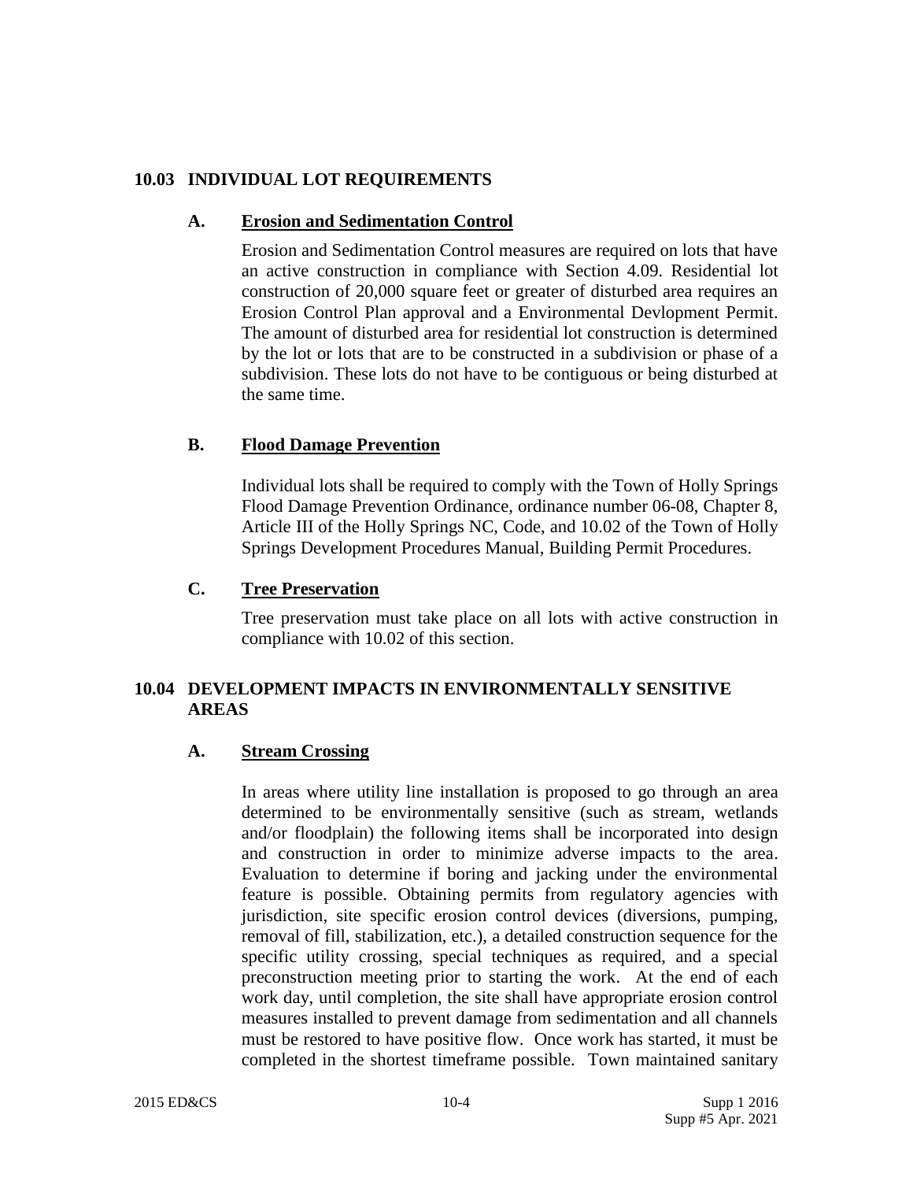## 10.03 INDIVIDUAL LOT REQUIREMENTS

### A. Erosion and Sedimentation Control

Erosion and Sedimentation Control measures are required on lots that have an active construction in compliance with Section 4.09. Residential lot construction of 20,000 square feet or greater of disturbed area requires an Erosion Control Plan approval and a Environmental Devlopment Permit. The amount of disturbed area for residential lot construction is determined by the lot or lots that are to be constructed in a subdivision or phase of a subdivision. These lots do not have to be contiguous or being disturbed at the same time.

### B. Flood Damage Prevention

Individual lots shall be required to comply with the Town of Holly Springs Flood Damage Prevention Ordinance, ordinance number 06-08, Chapter 8, Article III of the Holly Springs NC, Code, and 10.02 of the Town of Holly Springs Development Procedures Manual, Building Permit Procedures.

### C. Tree Preservation

Tree preservation must take place on all lots with active construction in compliance with 10.02 of this section.

## 10.04 DEVELOPMENT IMPACTS IN ENVIRONMENTALLY SENSITIVE AREAS

### A. Stream Crossing

In areas where utility line installation is proposed to go through an area determined to be environmentally sensitive (such as stream, wetlands and/or floodplain) the following items shall be incorporated into design and construction in order to minimize adverse impacts to the area. Evaluation to determine if boring and jacking under the environmental feature is possible. Obtaining permits from regulatory agencies with jurisdiction, site specific erosion control devices (diversions, pumping, removal of fill, stabilization, etc.), a detailed construction sequence for the specific utility crossing, special techniques as required, and a special preconstruction meeting prior to starting the work. At the end of each work day, until completion, the site shall have appropriate erosion control measures installed to prevent damage from sedimentation and all channels must be restored to have positive flow. Once work has started, it must be completed in the shortest timeframe possible. Town maintained sanitary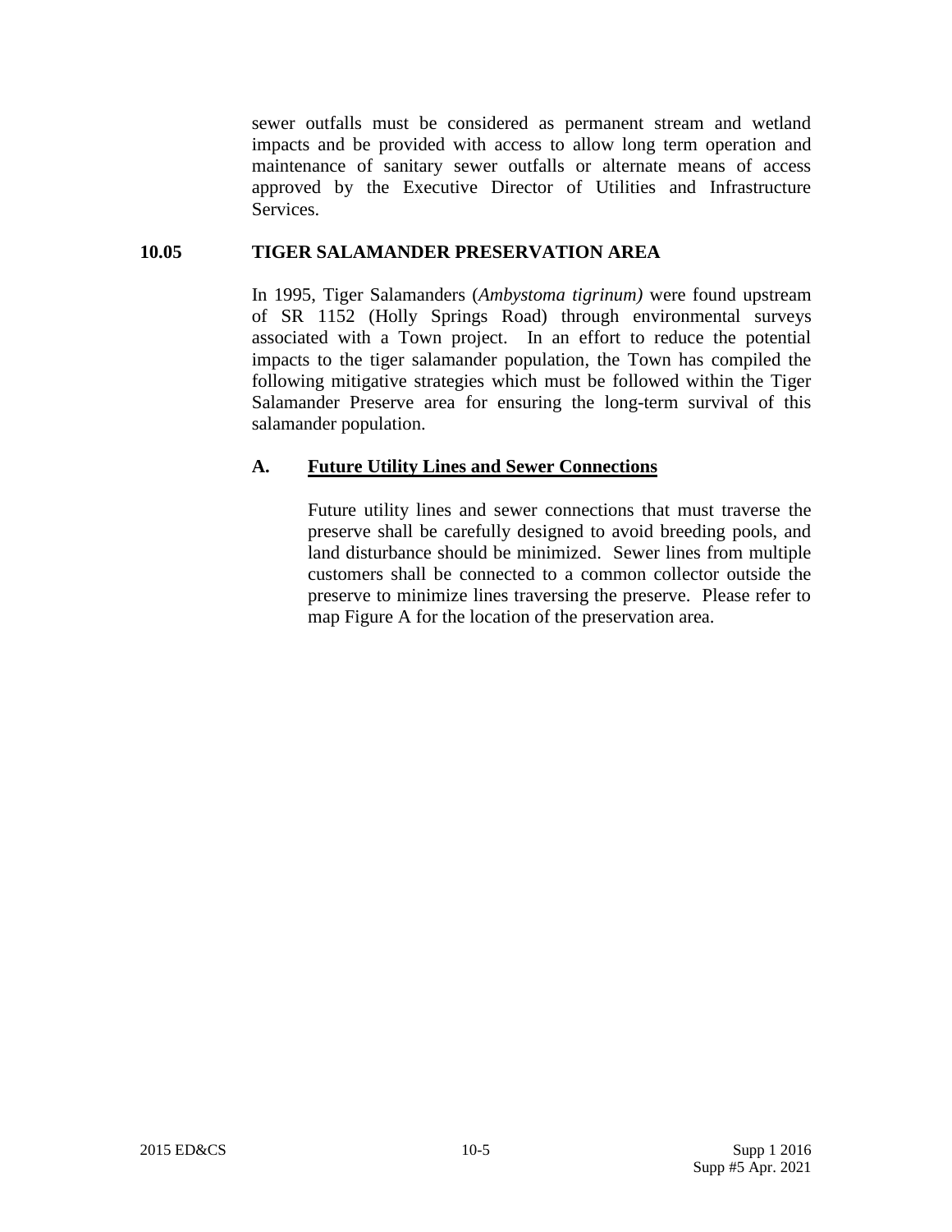sewer outfalls must be considered as permanent stream and wetland impacts and be provided with access to allow long term operation and maintenance of sanitary sewer outfalls or alternate means of access approved by the Executive Director of Utilities and Infrastructure Services.

## 10.05 TIGER SALAMANDER PRESERVATION AREA

In 1995, Tiger Salamanders (*Ambystoma tigrinum)* were found upstream of SR 1152 (Holly Springs Road) through environmental surveys associated with a Town project. In an effort to reduce the potential impacts to the tiger salamander population, the Town has compiled the following mitigative strategies which must be followed within the Tiger Salamander Preserve area for ensuring the long-term survival of this salamander population.

### A. <u>Future Utility Lines and Sewer Connections</u>

Future utility lines and sewer connections that must traverse the preserve shall be carefully designed to avoid breeding pools, and land disturbance should be minimized. Sewer lines from multiple customers shall be connected to a common collector outside the preserve to minimize lines traversing the preserve. Please refer to map Figure A for the location of the preservation area.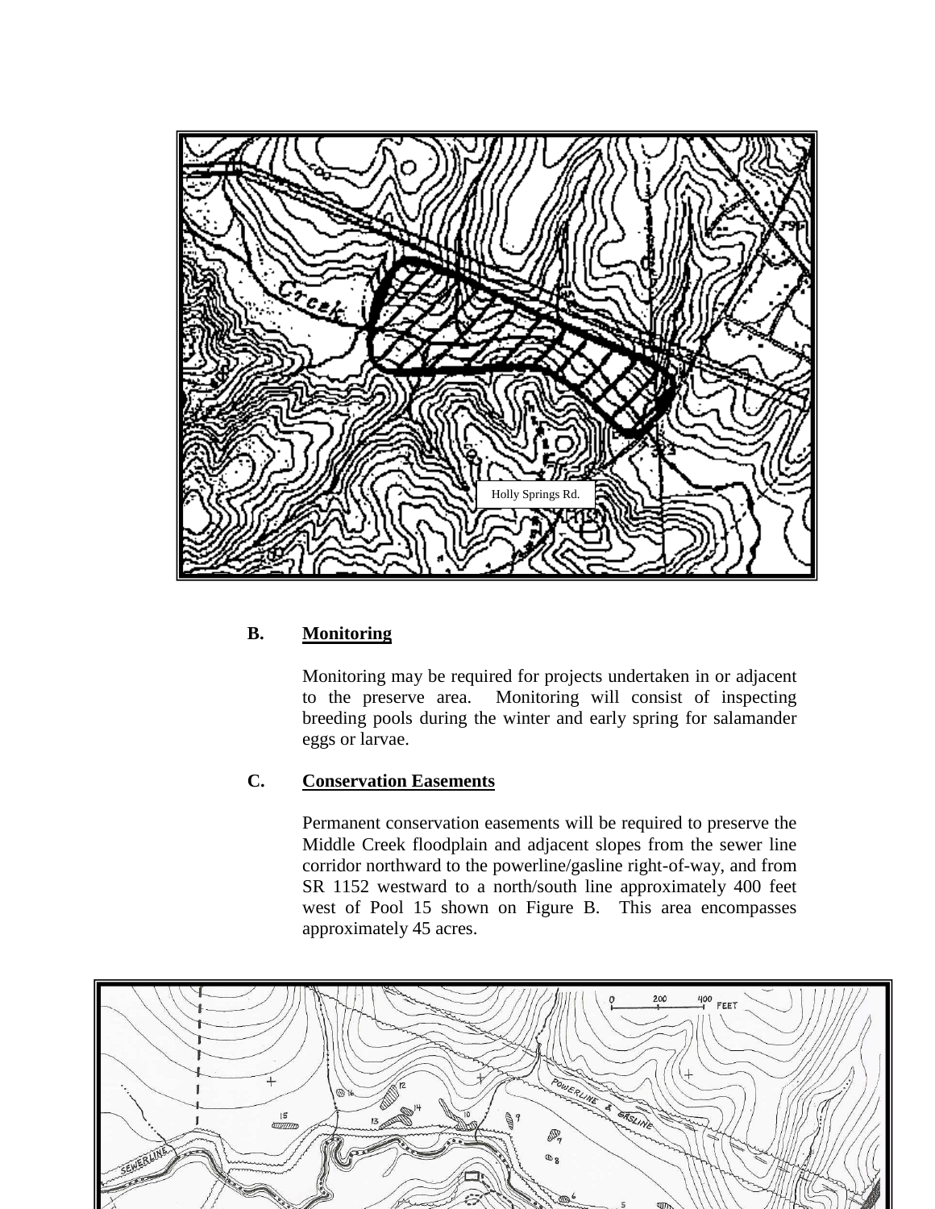**B. Monitoring**

Monitoring may be required for projects undertaken in or adjacent to the preserve area. Monitoring will consist of inspecting breeding pools during the winter and early spring for salamander eggs or larvae.

**C. Conservation Easements**

Permanent conservation easements will be required to preserve the Middle Creek floodplain and adjacent slopes from the sewer line corridor northward to the powerline/gasline right-of-way, and from SR 1152 westward to a north/south line approximately 400 feet west of Pool 15 shown on Figure B. This area encompasses approximately 45 acres.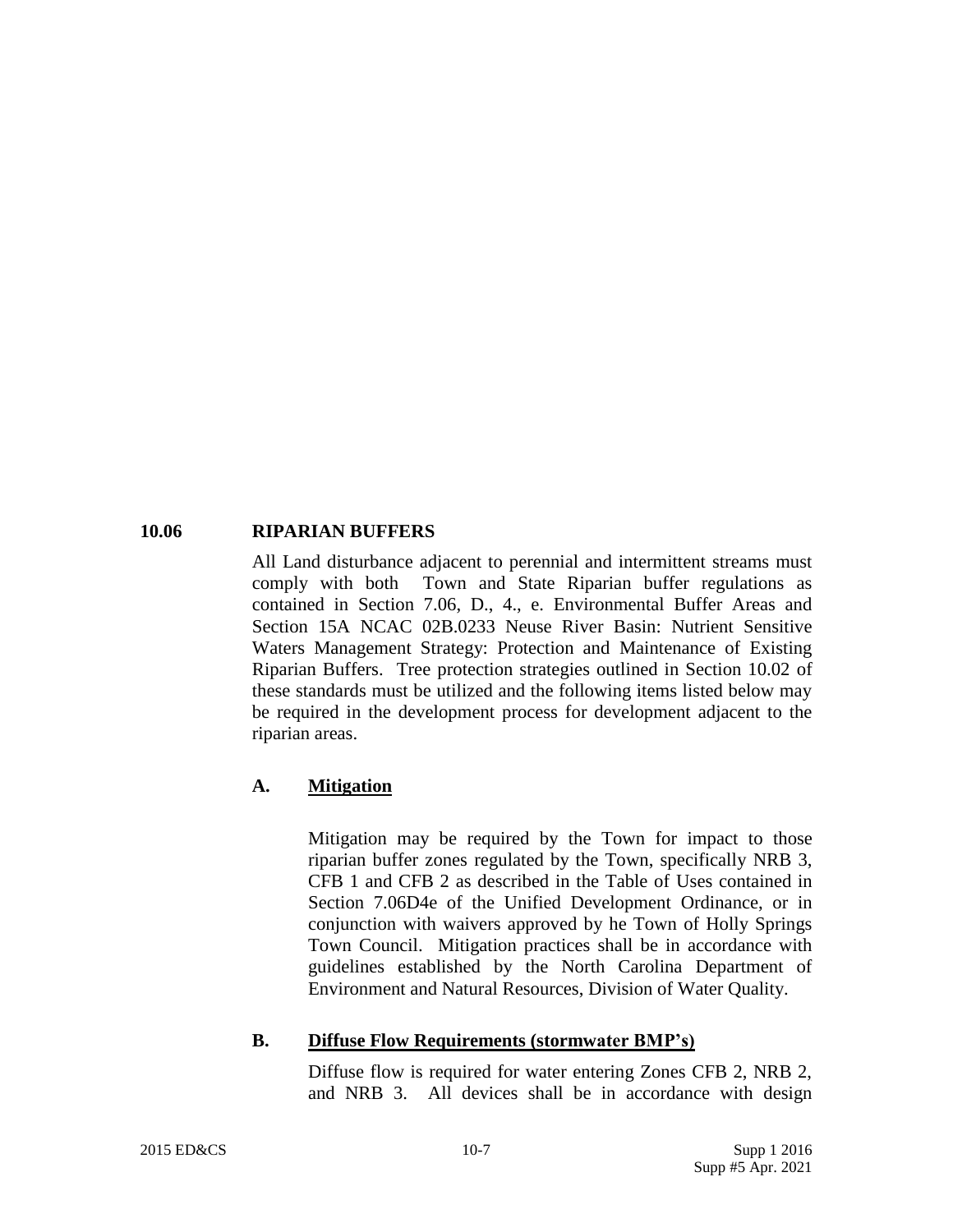## 10.06 RIPARIAN BUFFERS

All Land disturbance adjacent to perennial and intermittent streams must comply with both Town and State Riparian buffer regulations as contained in Section 7.06, D., 4., e. Environmental Buffer Areas and Section 15A NCAC 02B.0233 Neuse River Basin: Nutrient Sensitive Waters Management Strategy: Protection and Maintenance of Existing Riparian Buffers. Tree protection strategies outlined in Section 10.02 of these standards must be utilized and the following items listed below may be required in the development process for development adjacent to the riparian areas.

### A. <u>Mitigation</u>

Mitigation may be required by the Town for impact to those riparian buffer zones regulated by the Town, specifically NRB 3, CFB 1 and CFB 2 as described in the Table of Uses contained in Section 7.06D4e of the Unified Development Ordinance, or in conjunction with waivers approved by he Town of Holly Springs Town Council. Mitigation practices shall be in accordance with guidelines established by the North Carolina Department of Environment and Natural Resources, Division of Water Quality.

### B. <u>Diffuse Flow Requirements (stormwater BMP's)</u>

Diffuse flow is required for water entering Zones CFB 2, NRB 2, and NRB 3. All devices shall be in accordance with design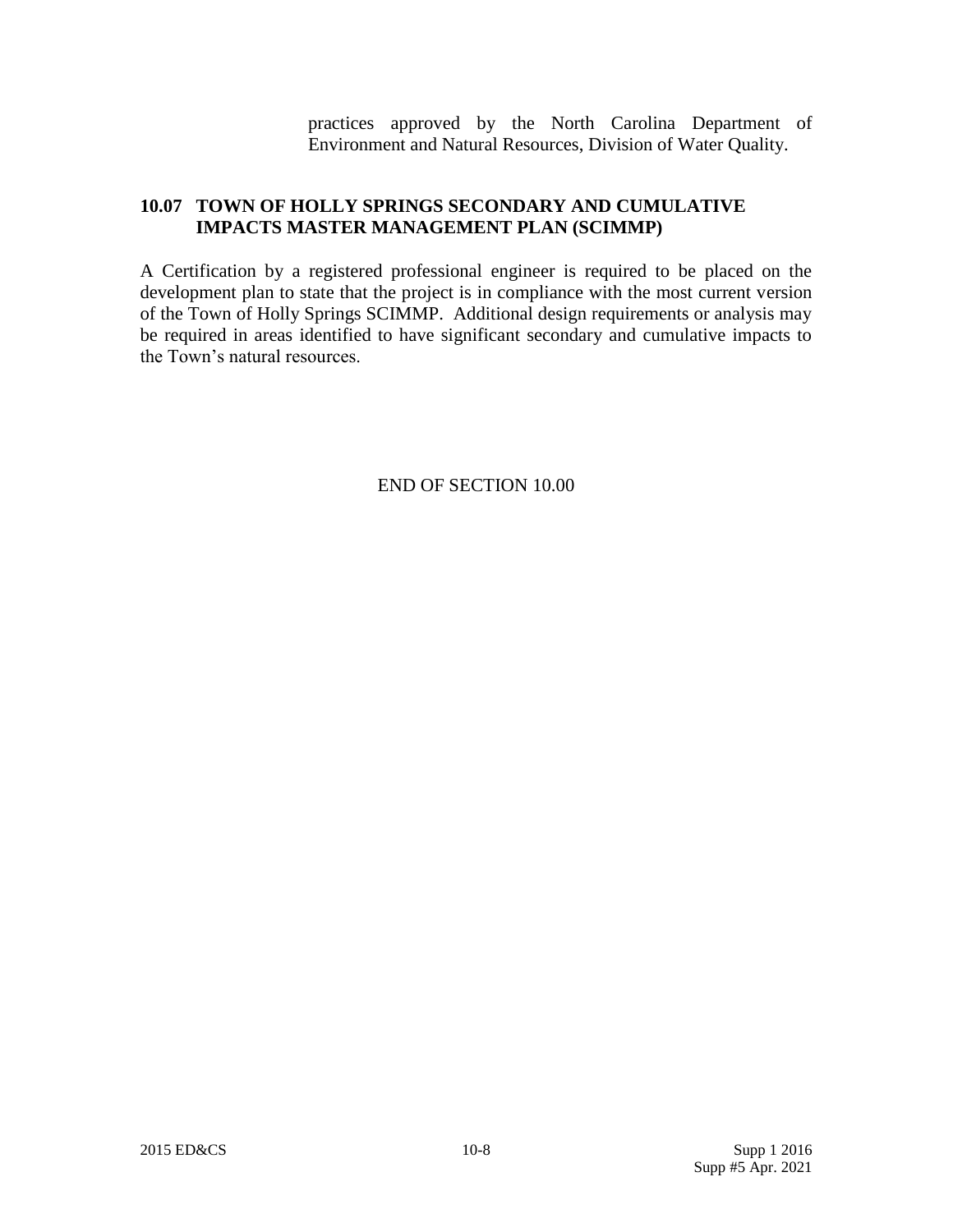practices approved by the North Carolina Department of Environment and Natural Resources, Division of Water Quality.

## 10.07 TOWN OF HOLLY SPRINGS SECONDARY AND CUMULATIVE IMPACTS MASTER MANAGEMENT PLAN (SCIMMP)

A Certification by a registered professional engineer is required to be placed on the development plan to state that the project is in compliance with the most current version of the Town of Holly Springs SCIMMP. Additional design requirements or analysis may be required in areas identified to have significant secondary and cumulative impacts to the Town's natural resources.

END OF SECTION 10.00